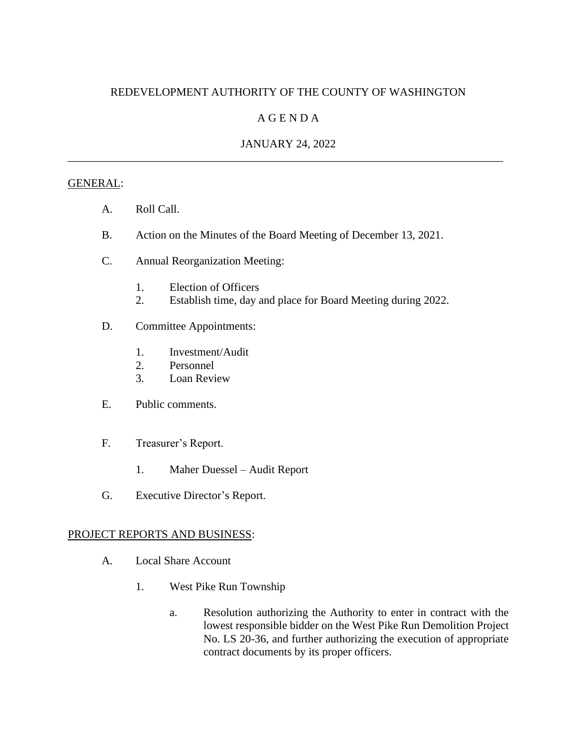# REDEVELOPMENT AUTHORITY OF THE COUNTY OF WASHINGTON

## A G E N D A

### JANUARY 24, 2022

---

GENERAL:

A. Roll Call.

B. Action on the Minutes of the Board Meeting of December 13, 2021.

C. Annual Reorganization Meeting:

   1. Election of Officers
   2. Establish time, day and place for Board Meeting during 2022.

D. Committee Appointments:

   1. Investment/Audit
   2. Personnel
   3. Loan Review

E. Public comments.

F. Treasurer's Report.

   1. Maher Duessel – Audit Report

G. Executive Director's Report.

PROJECT REPORTS AND BUSINESS:

A. Local Share Account

   1. West Pike Run Township

      a. Resolution authorizing the Authority to enter in contract with the lowest responsible bidder on the West Pike Run Demolition Project No. LS 20-36, and further authorizing the execution of appropriate contract documents by its proper officers.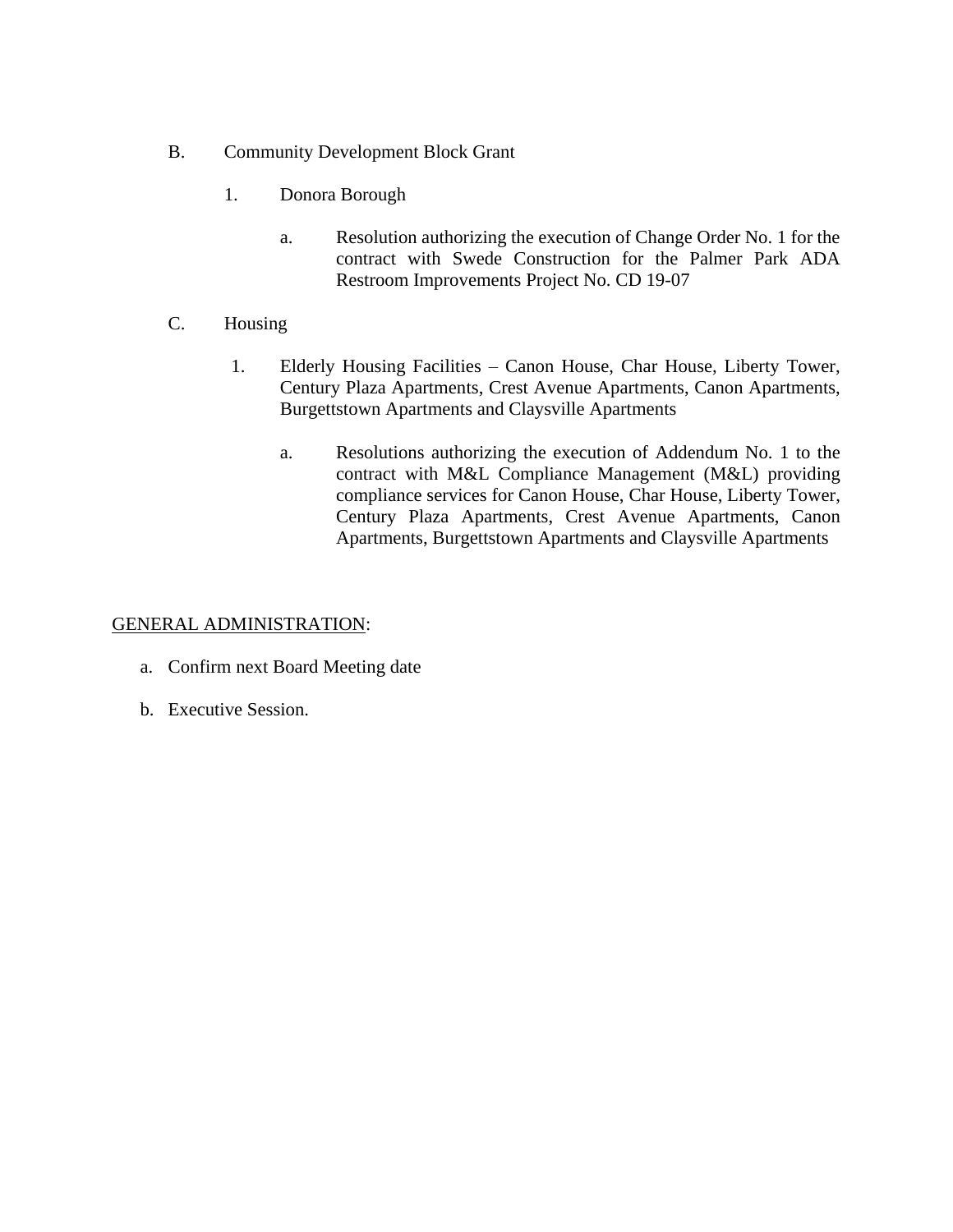B. Community Development Block Grant

1. Donora Borough

a. Resolution authorizing the execution of Change Order No. 1 for the contract with Swede Construction for the Palmer Park ADA Restroom Improvements Project No. CD 19-07

C. Housing

1. Elderly Housing Facilities – Canon House, Char House, Liberty Tower, Century Plaza Apartments, Crest Avenue Apartments, Canon Apartments, Burgettstown Apartments and Claysville Apartments

a. Resolutions authorizing the execution of Addendum No. 1 to the contract with M&L Compliance Management (M&L) providing compliance services for Canon House, Char House, Liberty Tower, Century Plaza Apartments, Crest Avenue Apartments, Canon Apartments, Burgettstown Apartments and Claysville Apartments

<u>GENERAL ADMINISTRATION</u>:

a. Confirm next Board Meeting date

b. Executive Session.